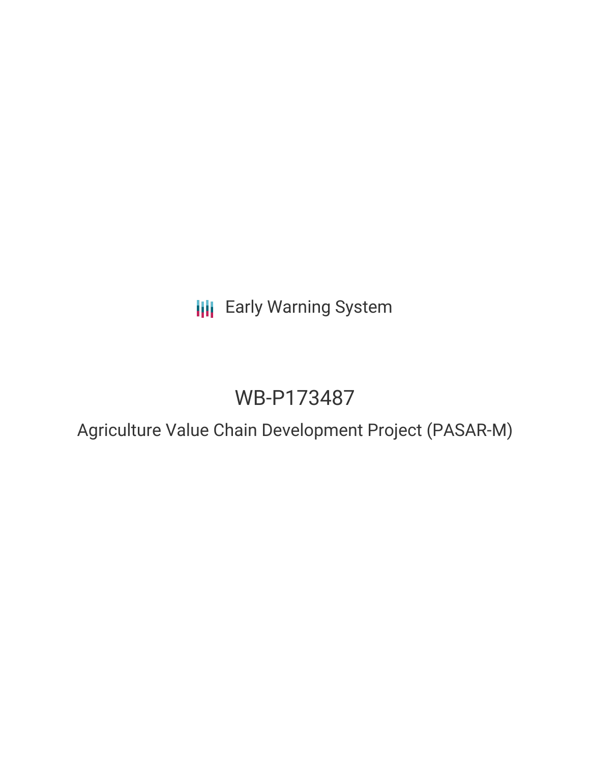Early Warning System

# WB-P173487

## Agriculture Value Chain Development Project (PASAR-M)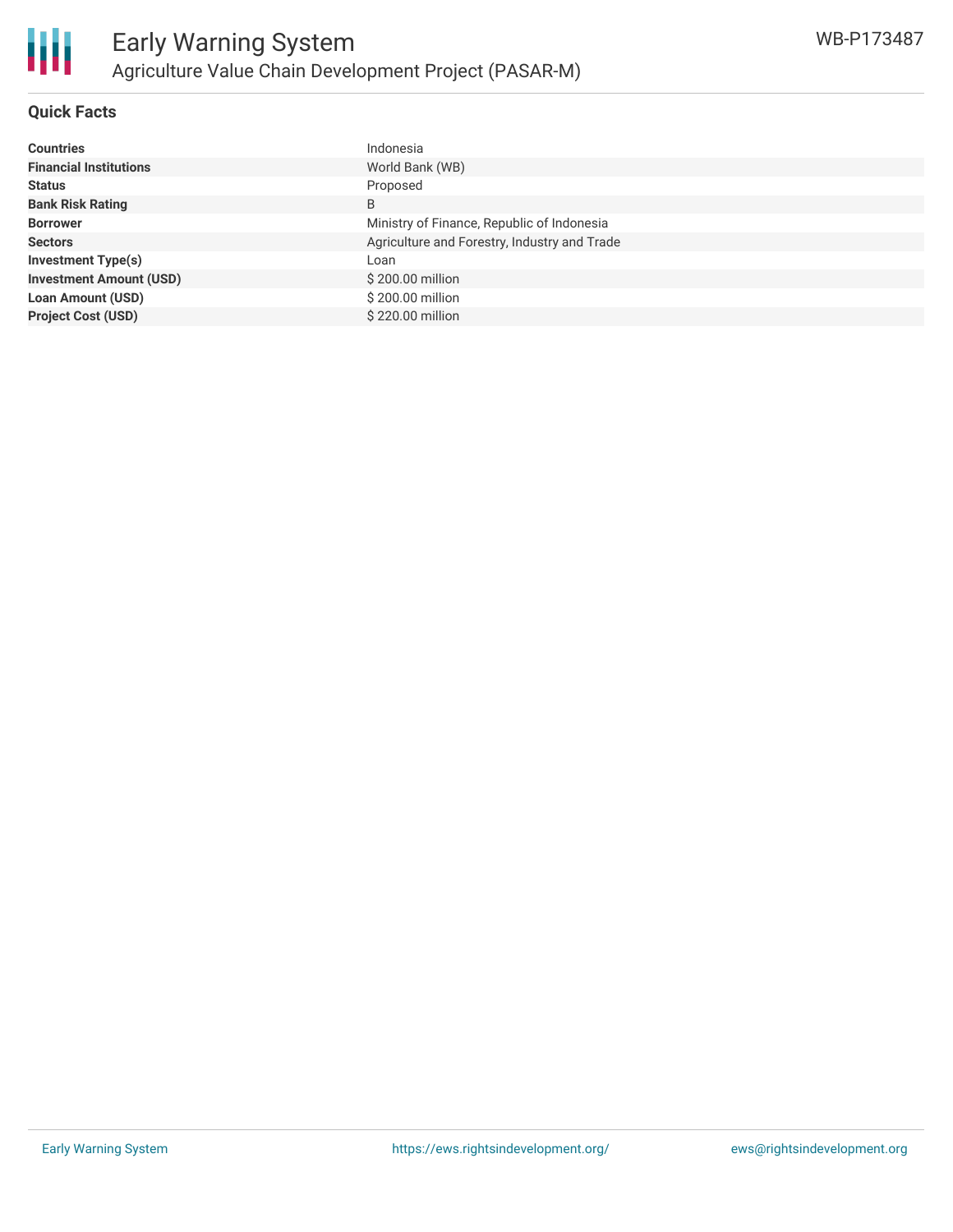## Quick Facts

| | |
|---|---|
| **Countries** | Indonesia |
| **Financial Institutions** | World Bank (WB) |
| **Status** | Proposed |
| **Bank Risk Rating** | B |
| **Borrower** | Ministry of Finance, Republic of Indonesia |
| **Sectors** | Agriculture and Forestry, Industry and Trade |
| **Investment Type(s)** | Loan |
| **Investment Amount (USD)** | $ 200.00 million |
| **Loan Amount (USD)** | $ 200.00 million |
| **Project Cost (USD)** | $ 220.00 million |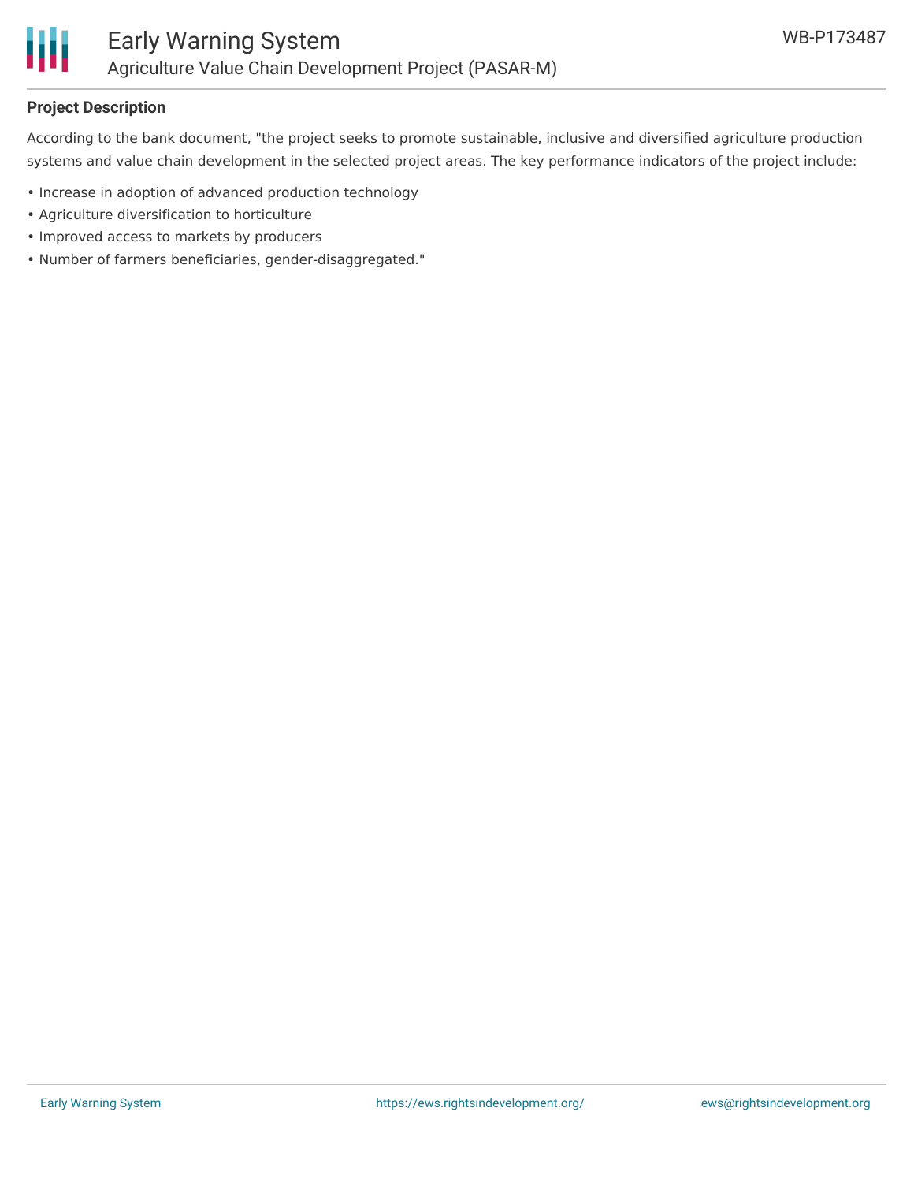## Project Description

According to the bank document, "the project seeks to promote sustainable, inclusive and diversified agriculture production systems and value chain development in the selected project areas. The key performance indicators of the project include:

- Increase in adoption of advanced production technology
- Agriculture diversification to horticulture
- Improved access to markets by producers
- Number of farmers beneficiaries, gender-disaggregated."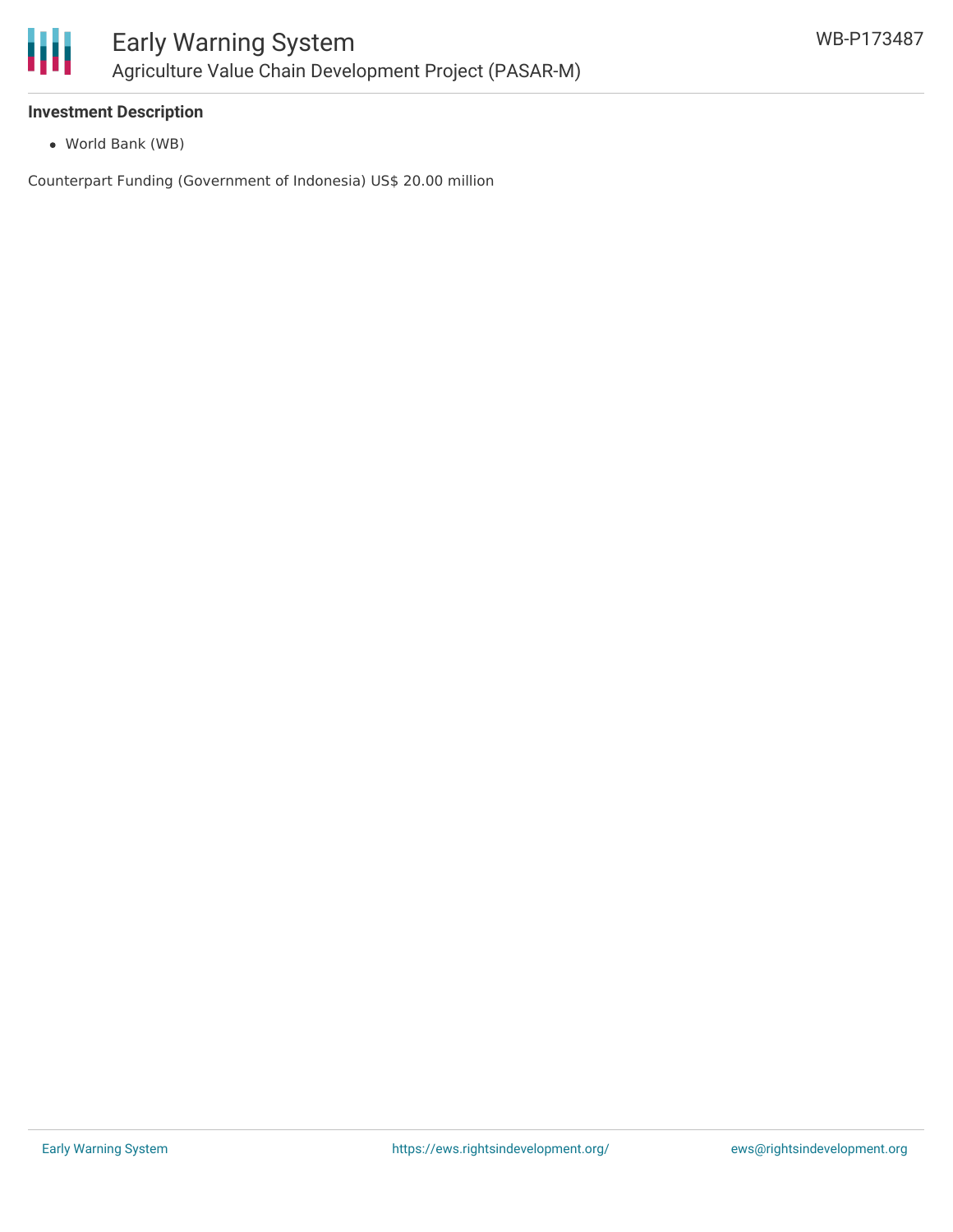### Investment Description

- World Bank (WB)

Counterpart Funding (Government of Indonesia) US$ 20.00 million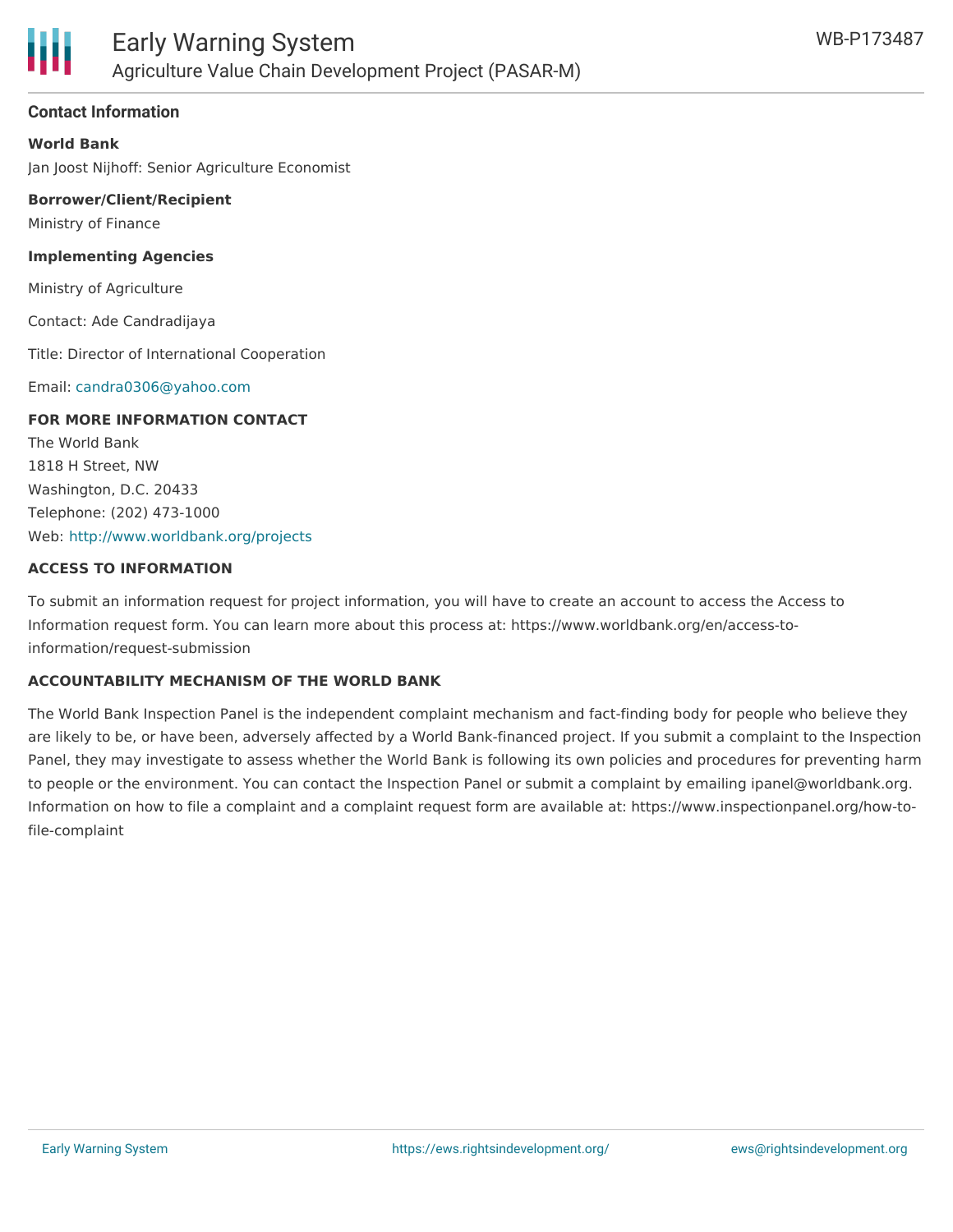## Contact Information

**World Bank**

Jan Joost Nijhoff: Senior Agriculture Economist

**Borrower/Client/Recipient**

Ministry of Finance

**Implementing Agencies**

Ministry of Agriculture

Contact: Ade Candradijaya

Title: Director of International Cooperation

Email: candra0306@yahoo.com

**FOR MORE INFORMATION CONTACT**

The World Bank
1818 H Street, NW
Washington, D.C. 20433
Telephone: (202) 473-1000
Web: http://www.worldbank.org/projects

**ACCESS TO INFORMATION**

To submit an information request for project information, you will have to create an account to access the Access to Information request form. You can learn more about this process at: https://www.worldbank.org/en/access-to-information/request-submission

**ACCOUNTABILITY MECHANISM OF THE WORLD BANK**

The World Bank Inspection Panel is the independent complaint mechanism and fact-finding body for people who believe they are likely to be, or have been, adversely affected by a World Bank-financed project. If you submit a complaint to the Inspection Panel, they may investigate to assess whether the World Bank is following its own policies and procedures for preventing harm to people or the environment. You can contact the Inspection Panel or submit a complaint by emailing ipanel@worldbank.org. Information on how to file a complaint and a complaint request form are available at: https://www.inspectionpanel.org/how-to-file-complaint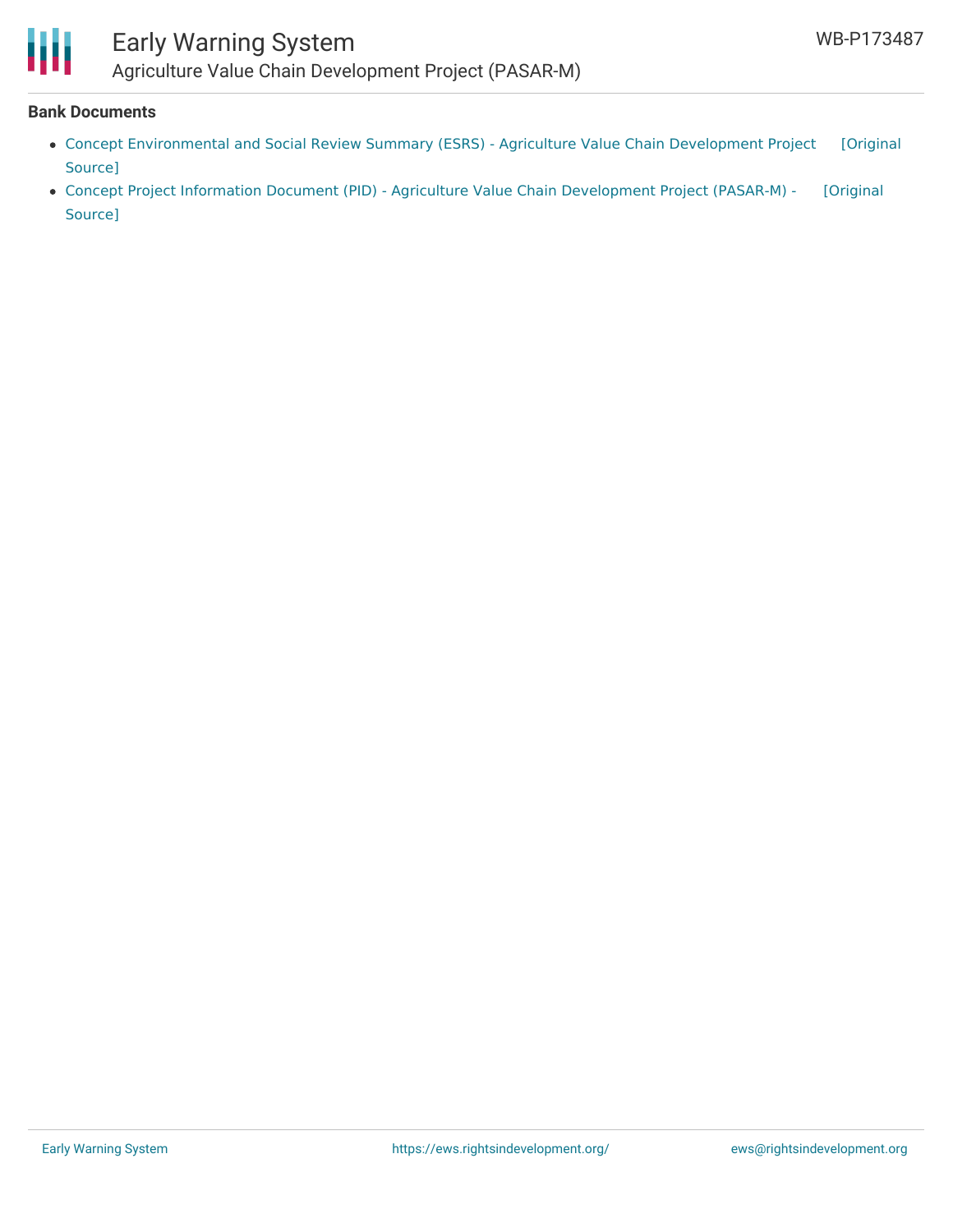## Bank Documents

- Concept Environmental and Social Review Summary (ESRS) - Agriculture Value Chain Development Project [Original Source]
- Concept Project Information Document (PID) - Agriculture Value Chain Development Project (PASAR-M) - [Original Source]